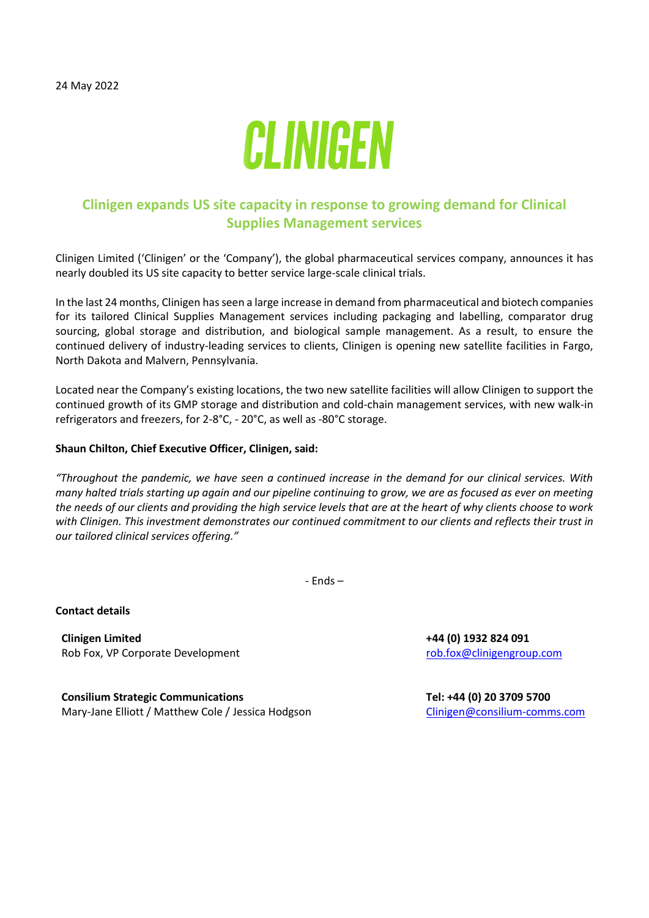24 May 2022

CLINIGEN

## Clinigen expands US site capacity in response to growing demand for Clinical Supplies Management services

Clinigen Limited ('Clinigen' or the 'Company'), the global pharmaceutical services company, announces it has nearly doubled its US site capacity to better service large-scale clinical trials.

In the last 24 months, Clinigen has seen a large increase in demand from pharmaceutical and biotech companies for its tailored Clinical Supplies Management services including packaging and labelling, comparator drug sourcing, global storage and distribution, and biological sample management. As a result, to ensure the continued delivery of industry-leading services to clients, Clinigen is opening new satellite facilities in Fargo, North Dakota and Malvern, Pennsylvania.

Located near the Company's existing locations, the two new satellite facilities will allow Clinigen to support the continued growth of its GMP storage and distribution and cold-chain management services, with new walk-in refrigerators and freezers, for 2-8°C, - 20°C, as well as -80°C storage.

**Shaun Chilton, Chief Executive Officer, Clinigen, said:**

*"Throughout the pandemic, we have seen a continued increase in the demand for our clinical services. With many halted trials starting up again and our pipeline continuing to grow, we are as focused as ever on meeting the needs of our clients and providing the high service levels that are at the heart of why clients choose to work with Clinigen. This investment demonstrates our continued commitment to our clients and reflects their trust in our tailored clinical services offering."*

- Ends –

**Contact details**

| | |
|---|---|
| **Clinigen Limited**<br>Rob Fox, VP Corporate Development | **+44 (0) 1932 824 091**<br>rob.fox@clinigengroup.com |
| **Consilium Strategic Communications**<br>Mary-Jane Elliott / Matthew Cole / Jessica Hodgson | **Tel: +44 (0) 20 3709 5700**<br>Clinigen@consilium-comms.com |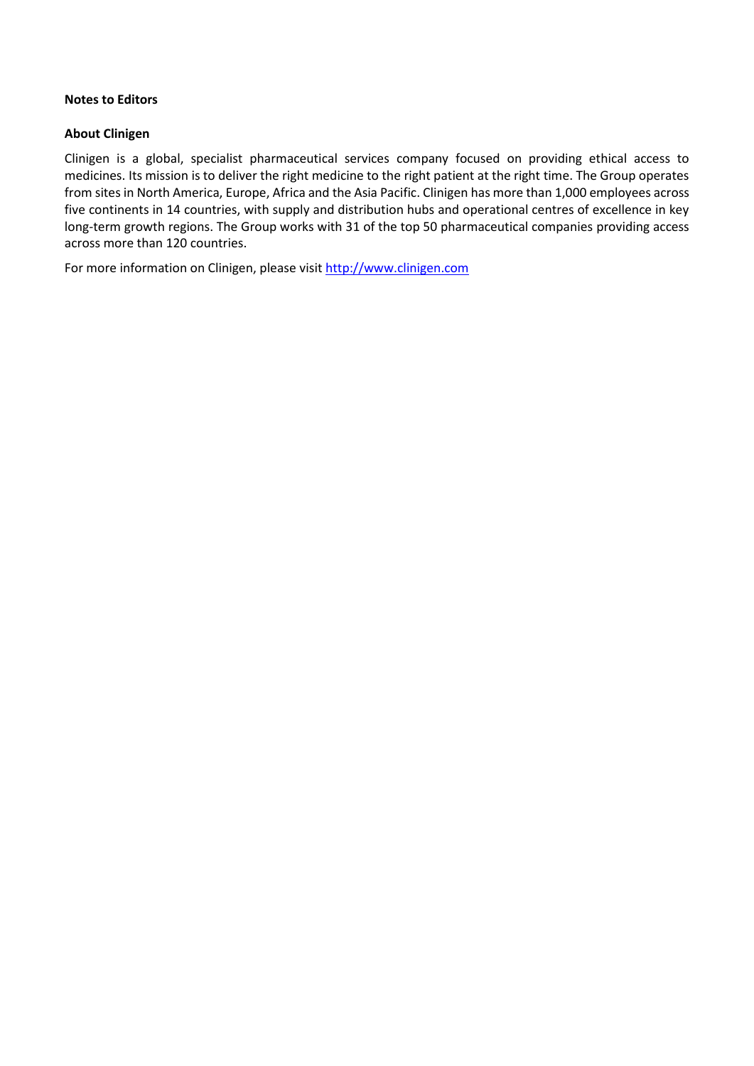**Notes to Editors**

**About Clinigen**

Clinigen is a global, specialist pharmaceutical services company focused on providing ethical access to medicines. Its mission is to deliver the right medicine to the right patient at the right time. The Group operates from sites in North America, Europe, Africa and the Asia Pacific. Clinigen has more than 1,000 employees across five continents in 14 countries, with supply and distribution hubs and operational centres of excellence in key long-term growth regions. The Group works with 31 of the top 50 pharmaceutical companies providing access across more than 120 countries.

For more information on Clinigen, please visit [http://www.clinigen.com](http://www.clinigen.com)